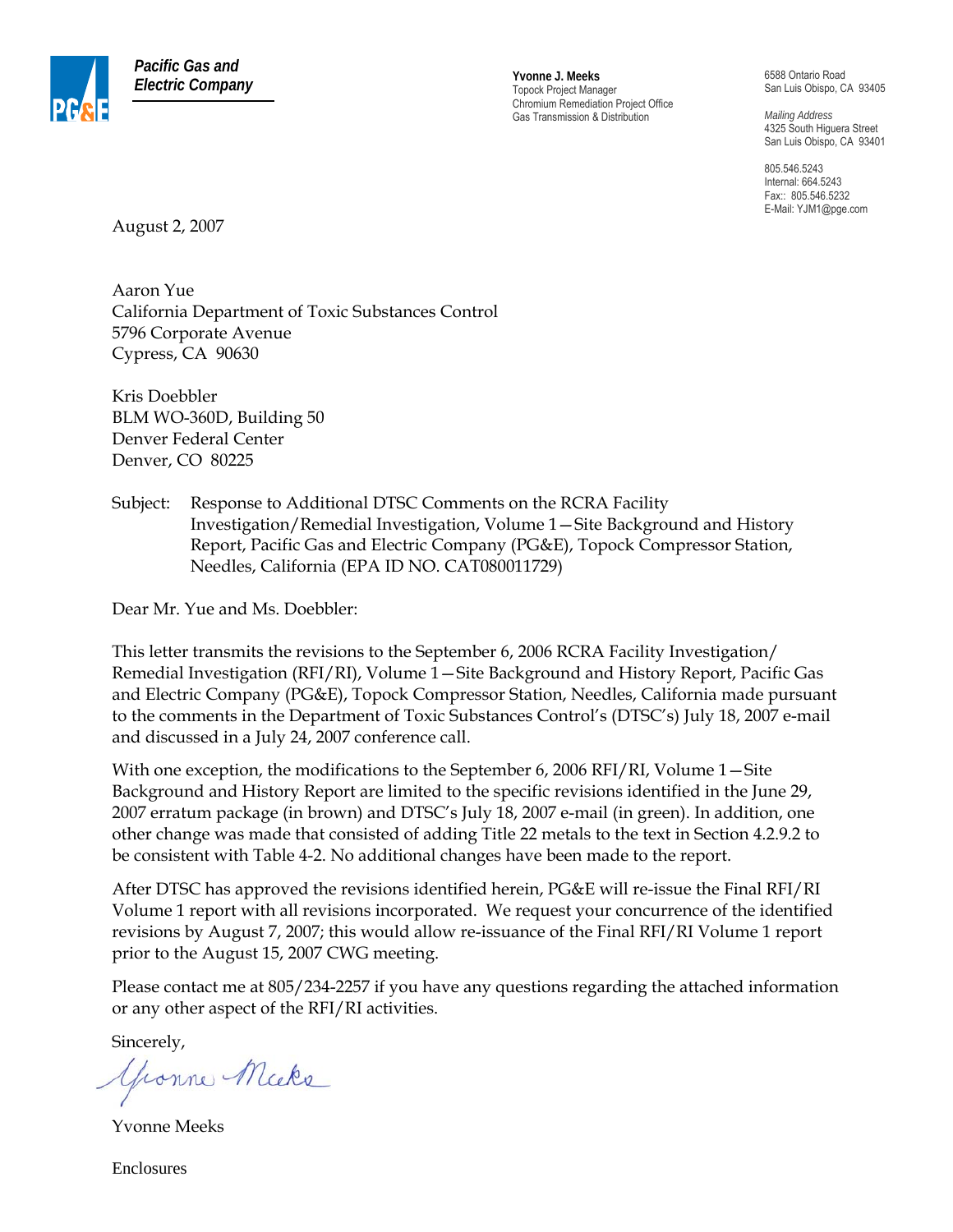**Pacific Gas and Electric Company**

**Yvonne J. Meeks**
Topock Project Manager
Chromium Remediation Project Office
Gas Transmission & Distribution

6588 Ontario Road
San Luis Obispo, CA 93405

*Mailing Address*
4325 South Higuera Street
San Luis Obispo, CA 93401

805.546.5243
Internal: 664.5243
Fax:: 805.546.5232
E-Mail: YJM1@pge.com

August 2, 2007

Aaron Yue
California Department of Toxic Substances Control
5796 Corporate Avenue
Cypress, CA 90630

Kris Doebbler
BLM WO-360D, Building 50
Denver Federal Center
Denver, CO 80225

Subject: Response to Additional DTSC Comments on the RCRA Facility Investigation/Remedial Investigation, Volume 1—Site Background and History Report, Pacific Gas and Electric Company (PG&E), Topock Compressor Station, Needles, California (EPA ID NO. CAT080011729)

Dear Mr. Yue and Ms. Doebbler:

This letter transmits the revisions to the September 6, 2006 RCRA Facility Investigation/ Remedial Investigation (RFI/RI), Volume 1—Site Background and History Report, Pacific Gas and Electric Company (PG&E), Topock Compressor Station, Needles, California made pursuant to the comments in the Department of Toxic Substances Control's (DTSC's) July 18, 2007 e-mail and discussed in a July 24, 2007 conference call.

With one exception, the modifications to the September 6, 2006 RFI/RI, Volume 1—Site Background and History Report are limited to the specific revisions identified in the June 29, 2007 erratum package (in brown) and DTSC's July 18, 2007 e-mail (in green). In addition, one other change was made that consisted of adding Title 22 metals to the text in Section 4.2.9.2 to be consistent with Table 4-2. No additional changes have been made to the report.

After DTSC has approved the revisions identified herein, PG&E will re-issue the Final RFI/RI Volume 1 report with all revisions incorporated. We request your concurrence of the identified revisions by August 7, 2007; this would allow re-issuance of the Final RFI/RI Volume 1 report prior to the August 15, 2007 CWG meeting.

Please contact me at 805/234-2257 if you have any questions regarding the attached information or any other aspect of the RFI/RI activities.

Sincerely,

Yvonne Meeks

Enclosures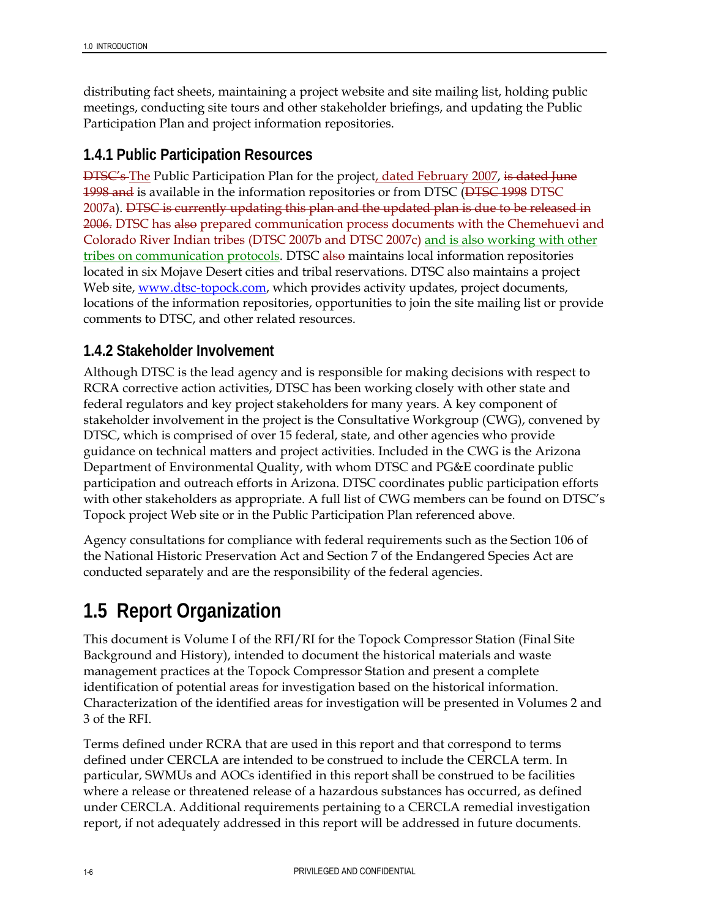distributing fact sheets, maintaining a project website and site mailing list, holding public meetings, conducting site tours and other stakeholder briefings, and updating the Public Participation Plan and project information repositories.

### 1.4.1 Public Participation Resources

~~DTSC's~~ The Public Participation Plan for the project, dated February 2007, ~~is dated June 1998 and~~ is available in the information repositories or from DTSC (~~DTSC 1998~~ DTSC 2007a). ~~DTSC is currently updating this plan and the updated plan is due to be released in 2006.~~ DTSC has ~~also~~ prepared communication process documents with the Chemehuevi and Colorado River Indian tribes (DTSC 2007b and DTSC 2007c) and is also working with other tribes on communication protocols. DTSC ~~also~~ maintains local information repositories located in six Mojave Desert cities and tribal reservations. DTSC also maintains a project Web site, www.dtsc-topock.com, which provides activity updates, project documents, locations of the information repositories, opportunities to join the site mailing list or provide comments to DTSC, and other related resources.

### 1.4.2 Stakeholder Involvement

Although DTSC is the lead agency and is responsible for making decisions with respect to RCRA corrective action activities, DTSC has been working closely with other state and federal regulators and key project stakeholders for many years. A key component of stakeholder involvement in the project is the Consultative Workgroup (CWG), convened by DTSC, which is comprised of over 15 federal, state, and other agencies who provide guidance on technical matters and project activities. Included in the CWG is the Arizona Department of Environmental Quality, with whom DTSC and PG&E coordinate public participation and outreach efforts in Arizona. DTSC coordinates public participation efforts with other stakeholders as appropriate. A full list of CWG members can be found on DTSC's Topock project Web site or in the Public Participation Plan referenced above.

Agency consultations for compliance with federal requirements such as the Section 106 of the National Historic Preservation Act and Section 7 of the Endangered Species Act are conducted separately and are the responsibility of the federal agencies.

## 1.5 Report Organization

This document is Volume I of the RFI/RI for the Topock Compressor Station (Final Site Background and History), intended to document the historical materials and waste management practices at the Topock Compressor Station and present a complete identification of potential areas for investigation based on the historical information. Characterization of the identified areas for investigation will be presented in Volumes 2 and 3 of the RFI.

Terms defined under RCRA that are used in this report and that correspond to terms defined under CERCLA are intended to be construed to include the CERCLA term. In particular, SWMUs and AOCs identified in this report shall be construed to be facilities where a release or threatened release of a hazardous substances has occurred, as defined under CERCLA. Additional requirements pertaining to a CERCLA remedial investigation report, if not adequately addressed in this report will be addressed in future documents.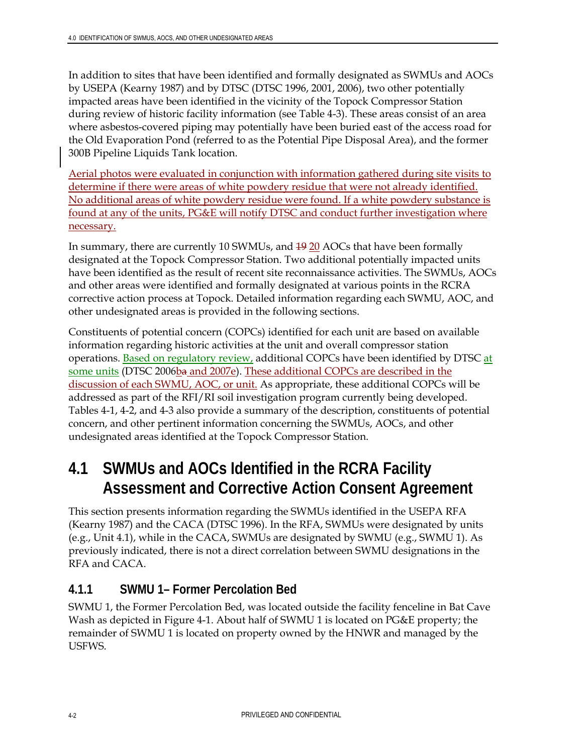In addition to sites that have been identified and formally designated as SWMUs and AOCs by USEPA (Kearny 1987) and by DTSC (DTSC 1996, 2001, 2006), two other potentially impacted areas have been identified in the vicinity of the Topock Compressor Station during review of historic facility information (see Table 4-3). These areas consist of an area where asbestos-covered piping may potentially have been buried east of the access road for the Old Evaporation Pond (referred to as the Potential Pipe Disposal Area), and the former 300B Pipeline Liquids Tank location.

Aerial photos were evaluated in conjunction with information gathered during site visits to determine if there were areas of white powdery residue that were not already identified. No additional areas of white powdery residue were found. If a white powdery substance is found at any of the units, PG&E will notify DTSC and conduct further investigation where necessary.

In summary, there are currently 10 SWMUs, and ~~19~~ 20 AOCs that have been formally designated at the Topock Compressor Station. Two additional potentially impacted units have been identified as the result of recent site reconnaissance activities. The SWMUs, AOCs and other areas were identified and formally designated at various points in the RCRA corrective action process at Topock. Detailed information regarding each SWMU, AOC, and other undesignated areas is provided in the following sections.

Constituents of potential concern (COPCs) identified for each unit are based on available information regarding historic activities at the unit and overall compressor station operations. Based on regulatory review, additional COPCs have been identified by DTSC at some units (DTSC 2006b~~a~~ and 2007e). These additional COPCs are described in the discussion of each SWMU, AOC, or unit. As appropriate, these additional COPCs will be addressed as part of the RFI/RI soil investigation program currently being developed. Tables 4-1, 4-2, and 4-3 also provide a summary of the description, constituents of potential concern, and other pertinent information concerning the SWMUs, AOCs, and other undesignated areas identified at the Topock Compressor Station.

## 4.1 SWMUs and AOCs Identified in the RCRA Facility Assessment and Corrective Action Consent Agreement

This section presents information regarding the SWMUs identified in the USEPA RFA (Kearny 1987) and the CACA (DTSC 1996). In the RFA, SWMUs were designated by units (e.g., Unit 4.1), while in the CACA, SWMUs are designated by SWMU (e.g., SWMU 1). As previously indicated, there is not a direct correlation between SWMU designations in the RFA and CACA.

### 4.1.1 SWMU 1– Former Percolation Bed

SWMU 1, the Former Percolation Bed, was located outside the facility fenceline in Bat Cave Wash as depicted in Figure 4-1. About half of SWMU 1 is located on PG&E property; the remainder of SWMU 1 is located on property owned by the HNWR and managed by the USFWS.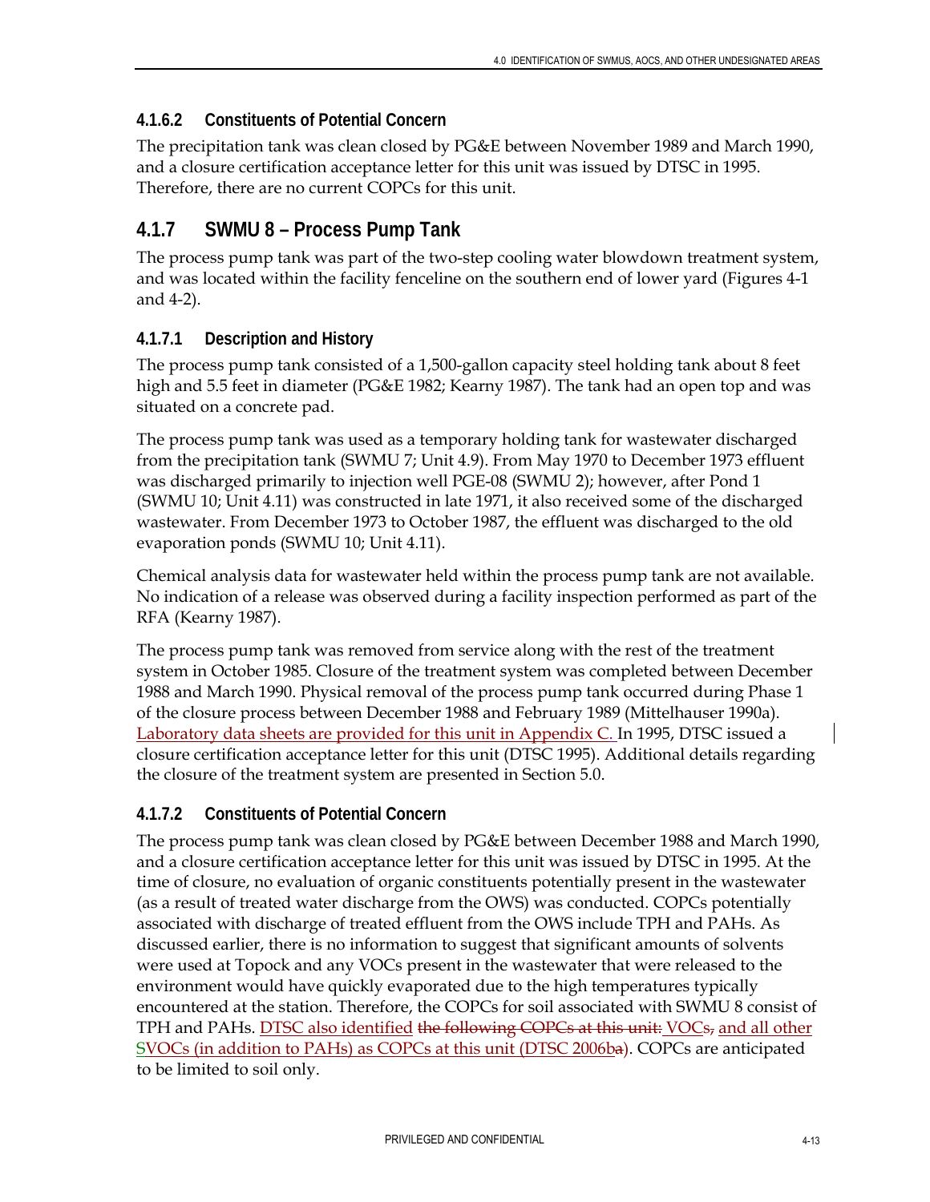#### 4.1.6.2 Constituents of Potential Concern

The precipitation tank was clean closed by PG&E between November 1989 and March 1990, and a closure certification acceptance letter for this unit was issued by DTSC in 1995. Therefore, there are no current COPCs for this unit.

### 4.1.7 SWMU 8 – Process Pump Tank

The process pump tank was part of the two-step cooling water blowdown treatment system, and was located within the facility fenceline on the southern end of lower yard (Figures 4-1 and 4-2).

#### 4.1.7.1 Description and History

The process pump tank consisted of a 1,500-gallon capacity steel holding tank about 8 feet high and 5.5 feet in diameter (PG&E 1982; Kearny 1987). The tank had an open top and was situated on a concrete pad.

The process pump tank was used as a temporary holding tank for wastewater discharged from the precipitation tank (SWMU 7; Unit 4.9). From May 1970 to December 1973 effluent was discharged primarily to injection well PGE-08 (SWMU 2); however, after Pond 1 (SWMU 10; Unit 4.11) was constructed in late 1971, it also received some of the discharged wastewater. From December 1973 to October 1987, the effluent was discharged to the old evaporation ponds (SWMU 10; Unit 4.11).

Chemical analysis data for wastewater held within the process pump tank are not available. No indication of a release was observed during a facility inspection performed as part of the RFA (Kearny 1987).

The process pump tank was removed from service along with the rest of the treatment system in October 1985. Closure of the treatment system was completed between December 1988 and March 1990. Physical removal of the process pump tank occurred during Phase 1 of the closure process between December 1988 and February 1989 (Mittelhauser 1990a). Laboratory data sheets are provided for this unit in Appendix C. In 1995, DTSC issued a closure certification acceptance letter for this unit (DTSC 1995). Additional details regarding the closure of the treatment system are presented in Section 5.0.

#### 4.1.7.2 Constituents of Potential Concern

The process pump tank was clean closed by PG&E between December 1988 and March 1990, and a closure certification acceptance letter for this unit was issued by DTSC in 1995. At the time of closure, no evaluation of organic constituents potentially present in the wastewater (as a result of treated water discharge from the OWS) was conducted. COPCs potentially associated with discharge of treated effluent from the OWS include TPH and PAHs. As discussed earlier, there is no information to suggest that significant amounts of solvents were used at Topock and any VOCs present in the wastewater that were released to the environment would have quickly evaporated due to the high temperatures typically encountered at the station. Therefore, the COPCs for soil associated with SWMU 8 consist of TPH and PAHs. DTSC also identified ~~the following COPCs at this unit:~~ VOCs~~,~~ and all other SVOCs (in addition to PAHs) as COPCs at this unit (DTSC 2006b~~a~~). COPCs are anticipated to be limited to soil only.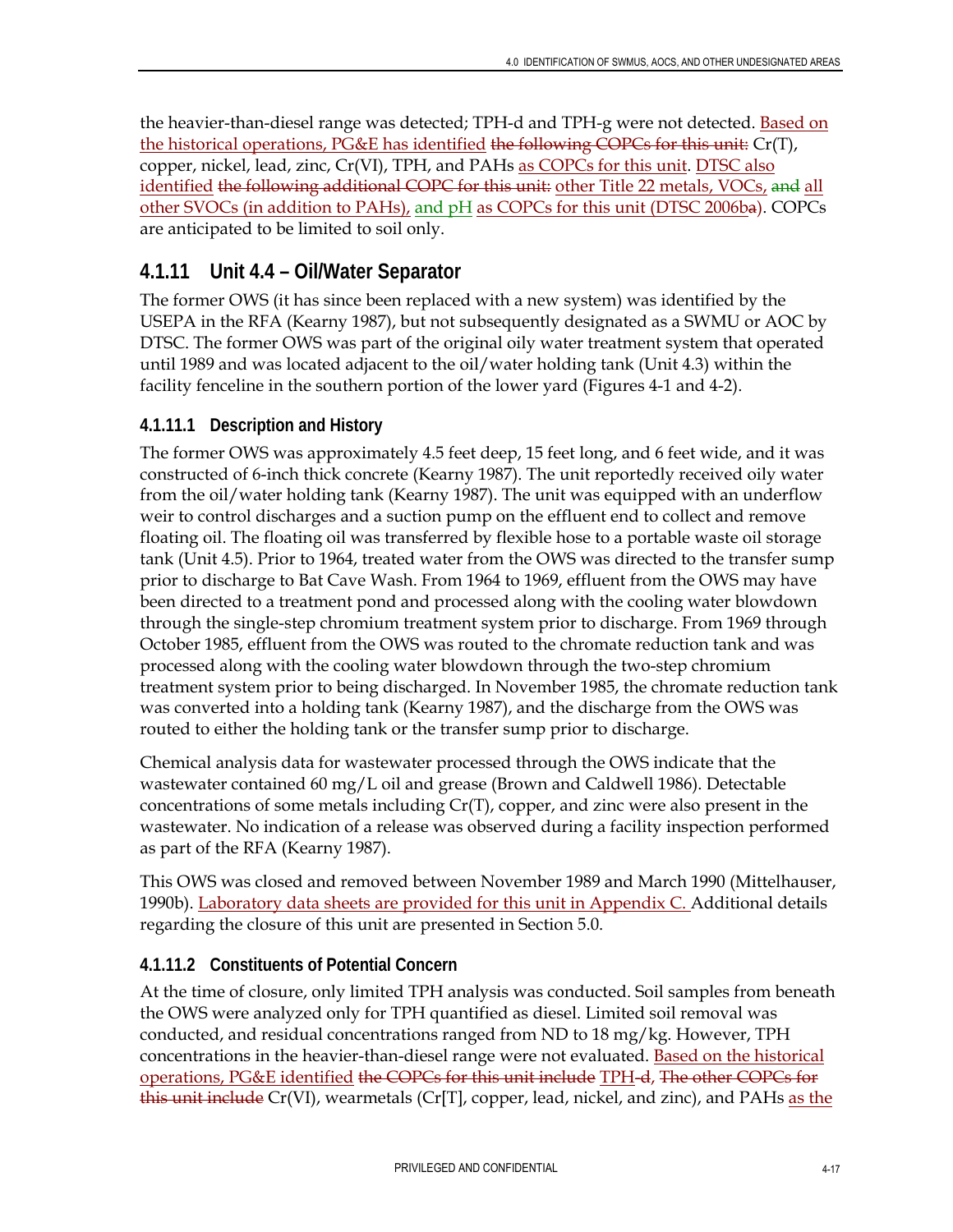the heavier-than-diesel range was detected; TPH-d and TPH-g were not detected. Based on the historical operations, PG&E has identified the following COPCs for this unit: Cr(T), copper, nickel, lead, zinc, Cr(VI), TPH, and PAHs as COPCs for this unit. DTSC also identified the following additional COPC for this unit: other Title 22 metals, VOCs, and all other SVOCs (in addition to PAHs), and pH as COPCs for this unit (DTSC 2006ba). COPCs are anticipated to be limited to soil only.

## 4.1.11 Unit 4.4 – Oil/Water Separator

The former OWS (it has since been replaced with a new system) was identified by the USEPA in the RFA (Kearny 1987), but not subsequently designated as a SWMU or AOC by DTSC. The former OWS was part of the original oily water treatment system that operated until 1989 and was located adjacent to the oil/water holding tank (Unit 4.3) within the facility fenceline in the southern portion of the lower yard (Figures 4-1 and 4-2).

### 4.1.11.1 Description and History

The former OWS was approximately 4.5 feet deep, 15 feet long, and 6 feet wide, and it was constructed of 6-inch thick concrete (Kearny 1987). The unit reportedly received oily water from the oil/water holding tank (Kearny 1987). The unit was equipped with an underflow weir to control discharges and a suction pump on the effluent end to collect and remove floating oil. The floating oil was transferred by flexible hose to a portable waste oil storage tank (Unit 4.5). Prior to 1964, treated water from the OWS was directed to the transfer sump prior to discharge to Bat Cave Wash. From 1964 to 1969, effluent from the OWS may have been directed to a treatment pond and processed along with the cooling water blowdown through the single-step chromium treatment system prior to discharge. From 1969 through October 1985, effluent from the OWS was routed to the chromate reduction tank and was processed along with the cooling water blowdown through the two-step chromium treatment system prior to being discharged. In November 1985, the chromate reduction tank was converted into a holding tank (Kearny 1987), and the discharge from the OWS was routed to either the holding tank or the transfer sump prior to discharge.

Chemical analysis data for wastewater processed through the OWS indicate that the wastewater contained 60 mg/L oil and grease (Brown and Caldwell 1986). Detectable concentrations of some metals including Cr(T), copper, and zinc were also present in the wastewater. No indication of a release was observed during a facility inspection performed as part of the RFA (Kearny 1987).

This OWS was closed and removed between November 1989 and March 1990 (Mittelhauser, 1990b). Laboratory data sheets are provided for this unit in Appendix C. Additional details regarding the closure of this unit are presented in Section 5.0.

### 4.1.11.2 Constituents of Potential Concern

At the time of closure, only limited TPH analysis was conducted. Soil samples from beneath the OWS were analyzed only for TPH quantified as diesel. Limited soil removal was conducted, and residual concentrations ranged from ND to 18 mg/kg. However, TPH concentrations in the heavier-than-diesel range were not evaluated. Based on the historical operations, PG&E identified the COPCs for this unit include TPH-d, The other COPCs for this unit include Cr(VI), wearmetals (Cr[T], copper, lead, nickel, and zinc), and PAHs as the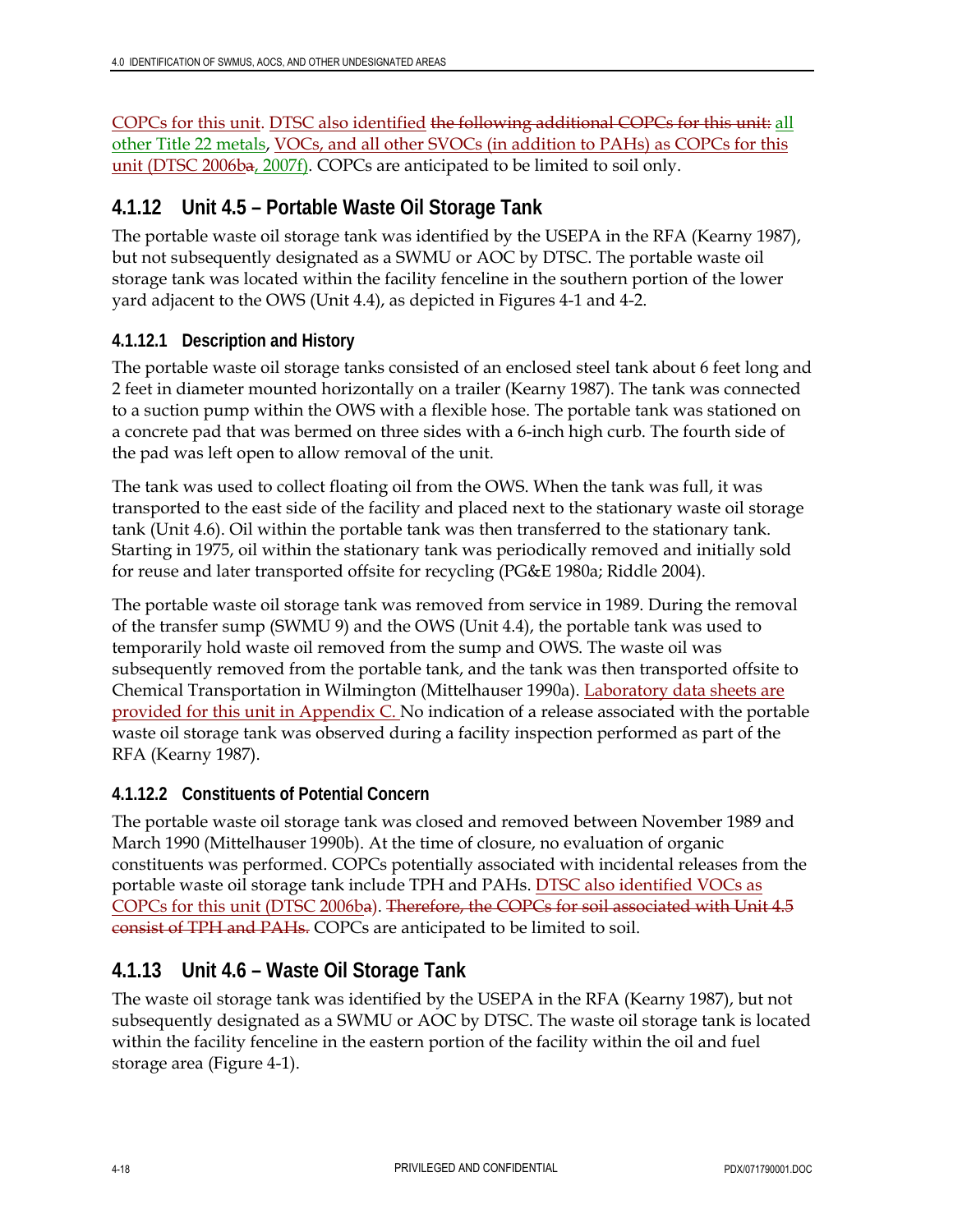COPCs for this unit. DTSC also identified ~~the following additional COPCs for this unit:~~ all other Title 22 metals, VOCs, and all other SVOCs (in addition to PAHs) as COPCs for this unit (DTSC 2006b~~a~~, 2007f). COPCs are anticipated to be limited to soil only.

### 4.1.12 Unit 4.5 – Portable Waste Oil Storage Tank

The portable waste oil storage tank was identified by the USEPA in the RFA (Kearny 1987), but not subsequently designated as a SWMU or AOC by DTSC. The portable waste oil storage tank was located within the facility fenceline in the southern portion of the lower yard adjacent to the OWS (Unit 4.4), as depicted in Figures 4-1 and 4-2.

#### 4.1.12.1 Description and History

The portable waste oil storage tanks consisted of an enclosed steel tank about 6 feet long and 2 feet in diameter mounted horizontally on a trailer (Kearny 1987). The tank was connected to a suction pump within the OWS with a flexible hose. The portable tank was stationed on a concrete pad that was bermed on three sides with a 6-inch high curb. The fourth side of the pad was left open to allow removal of the unit.

The tank was used to collect floating oil from the OWS. When the tank was full, it was transported to the east side of the facility and placed next to the stationary waste oil storage tank (Unit 4.6). Oil within the portable tank was then transferred to the stationary tank. Starting in 1975, oil within the stationary tank was periodically removed and initially sold for reuse and later transported offsite for recycling (PG&E 1980a; Riddle 2004).

The portable waste oil storage tank was removed from service in 1989. During the removal of the transfer sump (SWMU 9) and the OWS (Unit 4.4), the portable tank was used to temporarily hold waste oil removed from the sump and OWS. The waste oil was subsequently removed from the portable tank, and the tank was then transported offsite to Chemical Transportation in Wilmington (Mittelhauser 1990a). Laboratory data sheets are provided for this unit in Appendix C. No indication of a release associated with the portable waste oil storage tank was observed during a facility inspection performed as part of the RFA (Kearny 1987).

#### 4.1.12.2 Constituents of Potential Concern

The portable waste oil storage tank was closed and removed between November 1989 and March 1990 (Mittelhauser 1990b). At the time of closure, no evaluation of organic constituents was performed. COPCs potentially associated with incidental releases from the portable waste oil storage tank include TPH and PAHs. DTSC also identified VOCs as COPCs for this unit (DTSC 2006b~~a~~). ~~Therefore, the COPCs for soil associated with Unit 4.5 consist of TPH and PAHs.~~ COPCs are anticipated to be limited to soil.

### 4.1.13 Unit 4.6 – Waste Oil Storage Tank

The waste oil storage tank was identified by the USEPA in the RFA (Kearny 1987), but not subsequently designated as a SWMU or AOC by DTSC. The waste oil storage tank is located within the facility fenceline in the eastern portion of the facility within the oil and fuel storage area (Figure 4-1).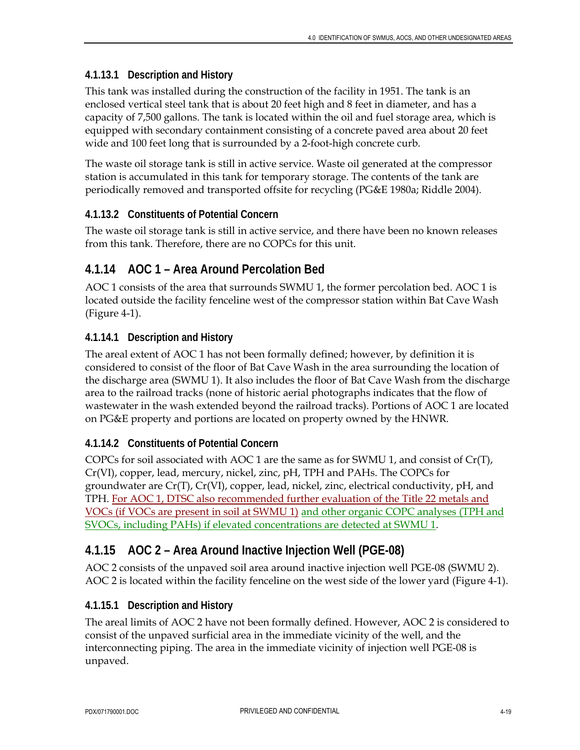#### 4.1.13.1 Description and History

This tank was installed during the construction of the facility in 1951. The tank is an enclosed vertical steel tank that is about 20 feet high and 8 feet in diameter, and has a capacity of 7,500 gallons. The tank is located within the oil and fuel storage area, which is equipped with secondary containment consisting of a concrete paved area about 20 feet wide and 100 feet long that is surrounded by a 2-foot-high concrete curb.

The waste oil storage tank is still in active service. Waste oil generated at the compressor station is accumulated in this tank for temporary storage. The contents of the tank are periodically removed and transported offsite for recycling (PG&E 1980a; Riddle 2004).

#### 4.1.13.2 Constituents of Potential Concern

The waste oil storage tank is still in active service, and there have been no known releases from this tank. Therefore, there are no COPCs for this unit.

### 4.1.14 AOC 1 – Area Around Percolation Bed

AOC 1 consists of the area that surrounds SWMU 1, the former percolation bed. AOC 1 is located outside the facility fenceline west of the compressor station within Bat Cave Wash (Figure 4-1).

#### 4.1.14.1 Description and History

The areal extent of AOC 1 has not been formally defined; however, by definition it is considered to consist of the floor of Bat Cave Wash in the area surrounding the location of the discharge area (SWMU 1). It also includes the floor of Bat Cave Wash from the discharge area to the railroad tracks (none of historic aerial photographs indicates that the flow of wastewater in the wash extended beyond the railroad tracks). Portions of AOC 1 are located on PG&E property and portions are located on property owned by the HNWR.

#### 4.1.14.2 Constituents of Potential Concern

COPCs for soil associated with AOC 1 are the same as for SWMU 1, and consist of Cr(T), Cr(VI), copper, lead, mercury, nickel, zinc, pH, TPH and PAHs. The COPCs for groundwater are Cr(T), Cr(VI), copper, lead, nickel, zinc, electrical conductivity, pH, and TPH. For AOC 1, DTSC also recommended further evaluation of the Title 22 metals and VOCs (if VOCs are present in soil at SWMU 1) and other organic COPC analyses (TPH and SVOCs, including PAHs) if elevated concentrations are detected at SWMU 1.

### 4.1.15 AOC 2 – Area Around Inactive Injection Well (PGE-08)

AOC 2 consists of the unpaved soil area around inactive injection well PGE-08 (SWMU 2). AOC 2 is located within the facility fenceline on the west side of the lower yard (Figure 4-1).

#### 4.1.15.1 Description and History

The areal limits of AOC 2 have not been formally defined. However, AOC 2 is considered to consist of the unpaved surficial area in the immediate vicinity of the well, and the interconnecting piping. The area in the immediate vicinity of injection well PGE-08 is unpaved.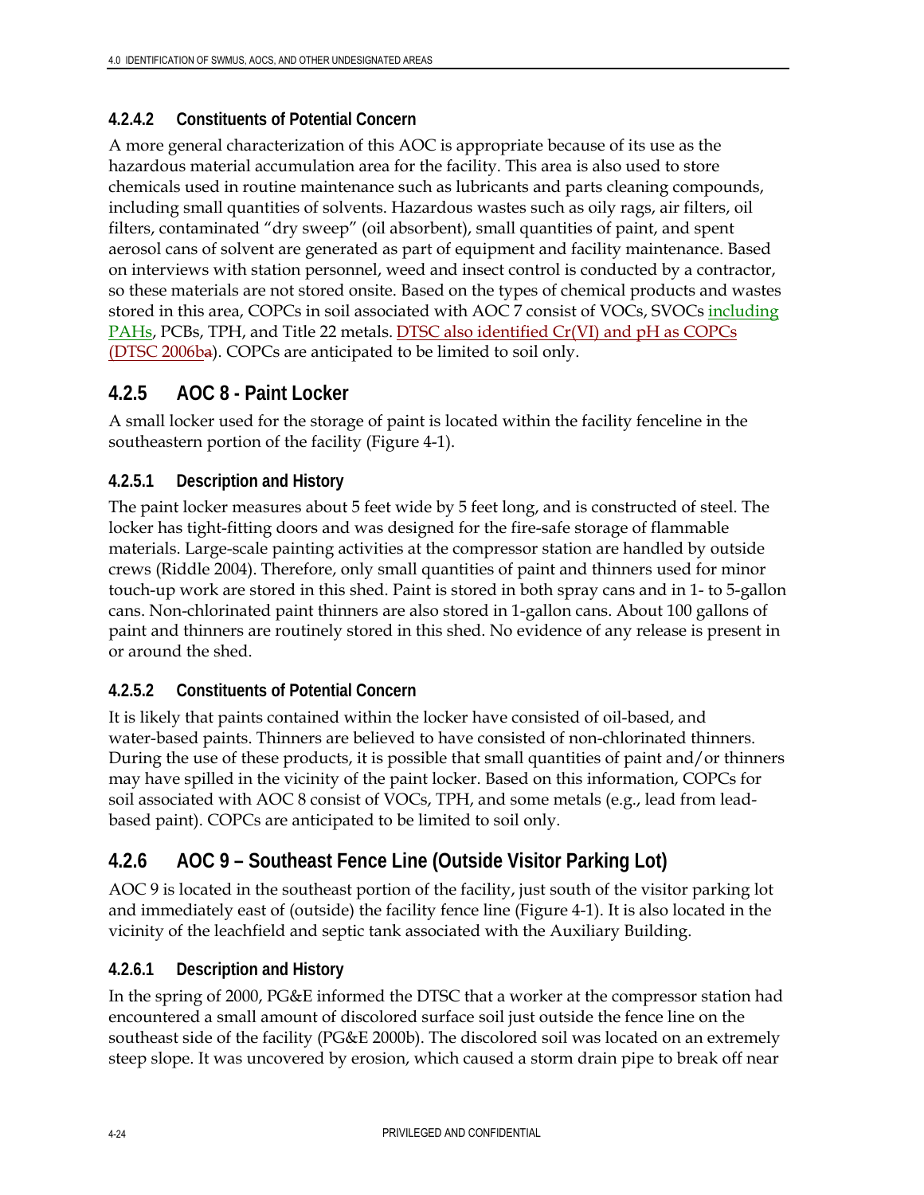#### 4.2.4.2 Constituents of Potential Concern

A more general characterization of this AOC is appropriate because of its use as the hazardous material accumulation area for the facility. This area is also used to store chemicals used in routine maintenance such as lubricants and parts cleaning compounds, including small quantities of solvents. Hazardous wastes such as oily rags, air filters, oil filters, contaminated "dry sweep" (oil absorbent), small quantities of paint, and spent aerosol cans of solvent are generated as part of equipment and facility maintenance. Based on interviews with station personnel, weed and insect control is conducted by a contractor, so these materials are not stored onsite. Based on the types of chemical products and wastes stored in this area, COPCs in soil associated with AOC 7 consist of VOCs, SVOCs including PAHs, PCBs, TPH, and Title 22 metals. DTSC also identified Cr(VI) and pH as COPCs (DTSC 2006ba). COPCs are anticipated to be limited to soil only.

### 4.2.5 AOC 8 - Paint Locker

A small locker used for the storage of paint is located within the facility fenceline in the southeastern portion of the facility (Figure 4-1).

#### 4.2.5.1 Description and History

The paint locker measures about 5 feet wide by 5 feet long, and is constructed of steel. The locker has tight-fitting doors and was designed for the fire-safe storage of flammable materials. Large-scale painting activities at the compressor station are handled by outside crews (Riddle 2004). Therefore, only small quantities of paint and thinners used for minor touch-up work are stored in this shed. Paint is stored in both spray cans and in 1- to 5-gallon cans. Non-chlorinated paint thinners are also stored in 1-gallon cans. About 100 gallons of paint and thinners are routinely stored in this shed. No evidence of any release is present in or around the shed.

#### 4.2.5.2 Constituents of Potential Concern

It is likely that paints contained within the locker have consisted of oil-based, and water-based paints. Thinners are believed to have consisted of non-chlorinated thinners. During the use of these products, it is possible that small quantities of paint and/or thinners may have spilled in the vicinity of the paint locker. Based on this information, COPCs for soil associated with AOC 8 consist of VOCs, TPH, and some metals (e.g., lead from lead-based paint). COPCs are anticipated to be limited to soil only.

### 4.2.6 AOC 9 – Southeast Fence Line (Outside Visitor Parking Lot)

AOC 9 is located in the southeast portion of the facility, just south of the visitor parking lot and immediately east of (outside) the facility fence line (Figure 4-1). It is also located in the vicinity of the leachfield and septic tank associated with the Auxiliary Building.

#### 4.2.6.1 Description and History

In the spring of 2000, PG&E informed the DTSC that a worker at the compressor station had encountered a small amount of discolored surface soil just outside the fence line on the southeast side of the facility (PG&E 2000b). The discolored soil was located on an extremely steep slope. It was uncovered by erosion, which caused a storm drain pipe to break off near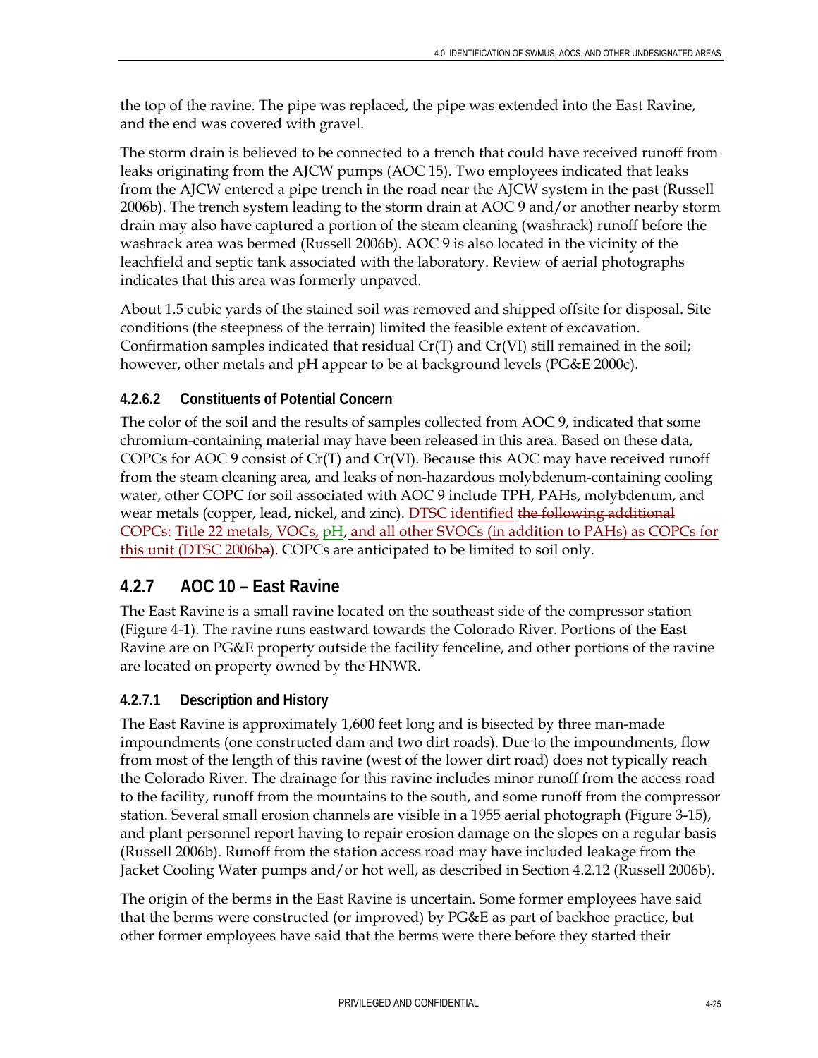the top of the ravine. The pipe was replaced, the pipe was extended into the East Ravine, and the end was covered with gravel.

The storm drain is believed to be connected to a trench that could have received runoff from leaks originating from the AJCW pumps (AOC 15). Two employees indicated that leaks from the AJCW entered a pipe trench in the road near the AJCW system in the past (Russell 2006b). The trench system leading to the storm drain at AOC 9 and/or another nearby storm drain may also have captured a portion of the steam cleaning (washrack) runoff before the washrack area was bermed (Russell 2006b). AOC 9 is also located in the vicinity of the leachfield and septic tank associated with the laboratory. Review of aerial photographs indicates that this area was formerly unpaved.

About 1.5 cubic yards of the stained soil was removed and shipped offsite for disposal. Site conditions (the steepness of the terrain) limited the feasible extent of excavation. Confirmation samples indicated that residual Cr(T) and Cr(VI) still remained in the soil; however, other metals and pH appear to be at background levels (PG&E 2000c).

#### 4.2.6.2 Constituents of Potential Concern

The color of the soil and the results of samples collected from AOC 9, indicated that some chromium-containing material may have been released in this area. Based on these data, COPCs for AOC 9 consist of Cr(T) and Cr(VI). Because this AOC may have received runoff from the steam cleaning area, and leaks of non-hazardous molybdenum-containing cooling water, other COPC for soil associated with AOC 9 include TPH, PAHs, molybdenum, and wear metals (copper, lead, nickel, and zinc). DTSC identified ~~the following additional COPCs:~~ Title 22 metals, VOCs, pH, and all other SVOCs (in addition to PAHs) as COPCs for this unit (DTSC 2006b~~a~~). COPCs are anticipated to be limited to soil only.

### 4.2.7 AOC 10 – East Ravine

The East Ravine is a small ravine located on the southeast side of the compressor station (Figure 4-1). The ravine runs eastward towards the Colorado River. Portions of the East Ravine are on PG&E property outside the facility fenceline, and other portions of the ravine are located on property owned by the HNWR.

#### 4.2.7.1 Description and History

The East Ravine is approximately 1,600 feet long and is bisected by three man-made impoundments (one constructed dam and two dirt roads). Due to the impoundments, flow from most of the length of this ravine (west of the lower dirt road) does not typically reach the Colorado River. The drainage for this ravine includes minor runoff from the access road to the facility, runoff from the mountains to the south, and some runoff from the compressor station. Several small erosion channels are visible in a 1955 aerial photograph (Figure 3-15), and plant personnel report having to repair erosion damage on the slopes on a regular basis (Russell 2006b). Runoff from the station access road may have included leakage from the Jacket Cooling Water pumps and/or hot well, as described in Section 4.2.12 (Russell 2006b).

The origin of the berms in the East Ravine is uncertain. Some former employees have said that the berms were constructed (or improved) by PG&E as part of backhoe practice, but other former employees have said that the berms were there before they started their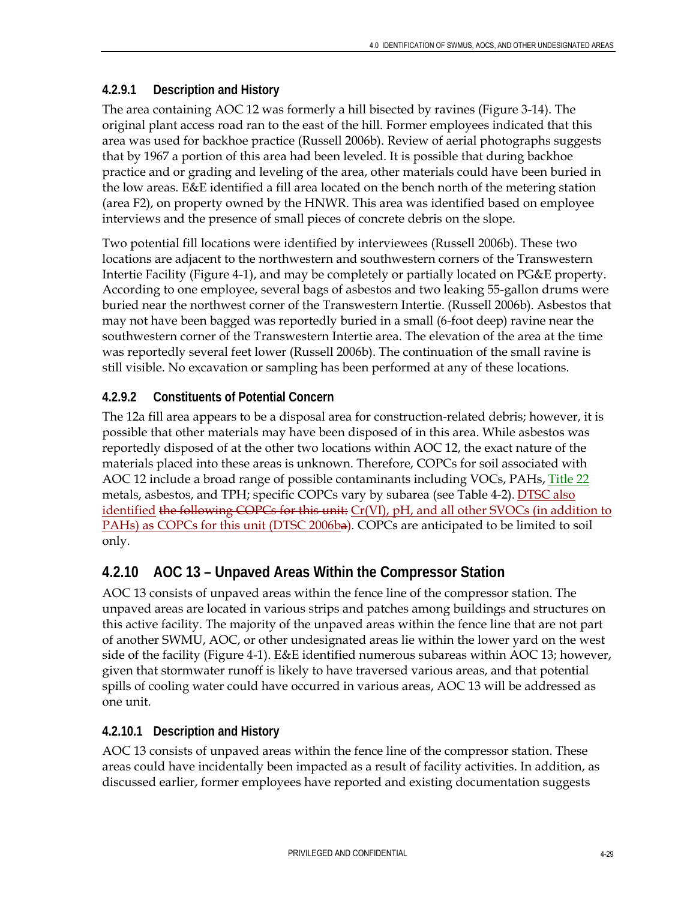#### 4.2.9.1 Description and History

The area containing AOC 12 was formerly a hill bisected by ravines (Figure 3-14). The original plant access road ran to the east of the hill. Former employees indicated that this area was used for backhoe practice (Russell 2006b). Review of aerial photographs suggests that by 1967 a portion of this area had been leveled. It is possible that during backhoe practice and or grading and leveling of the area, other materials could have been buried in the low areas. E&E identified a fill area located on the bench north of the metering station (area F2), on property owned by the HNWR. This area was identified based on employee interviews and the presence of small pieces of concrete debris on the slope.

Two potential fill locations were identified by interviewees (Russell 2006b). These two locations are adjacent to the northwestern and southwestern corners of the Transwestern Intertie Facility (Figure 4-1), and may be completely or partially located on PG&E property. According to one employee, several bags of asbestos and two leaking 55-gallon drums were buried near the northwest corner of the Transwestern Intertie. (Russell 2006b). Asbestos that may not have been bagged was reportedly buried in a small (6-foot deep) ravine near the southwestern corner of the Transwestern Intertie area. The elevation of the area at the time was reportedly several feet lower (Russell 2006b). The continuation of the small ravine is still visible. No excavation or sampling has been performed at any of these locations.

#### 4.2.9.2 Constituents of Potential Concern

The 12a fill area appears to be a disposal area for construction-related debris; however, it is possible that other materials may have been disposed of in this area. While asbestos was reportedly disposed of at the other two locations within AOC 12, the exact nature of the materials placed into these areas is unknown. Therefore, COPCs for soil associated with AOC 12 include a broad range of possible contaminants including VOCs, PAHs, Title 22 metals, asbestos, and TPH; specific COPCs vary by subarea (see Table 4-2). DTSC also identified ~~the following COPCs for this unit:~~ Cr(VI), pH, and all other SVOCs (in addition to PAHs) as COPCs for this unit (DTSC 2006b~~a~~). COPCs are anticipated to be limited to soil only.

### 4.2.10 AOC 13 – Unpaved Areas Within the Compressor Station

AOC 13 consists of unpaved areas within the fence line of the compressor station. The unpaved areas are located in various strips and patches among buildings and structures on this active facility. The majority of the unpaved areas within the fence line that are not part of another SWMU, AOC, or other undesignated areas lie within the lower yard on the west side of the facility (Figure 4-1). E&E identified numerous subareas within AOC 13; however, given that stormwater runoff is likely to have traversed various areas, and that potential spills of cooling water could have occurred in various areas, AOC 13 will be addressed as one unit.

#### 4.2.10.1 Description and History

AOC 13 consists of unpaved areas within the fence line of the compressor station. These areas could have incidentally been impacted as a result of facility activities. In addition, as discussed earlier, former employees have reported and existing documentation suggests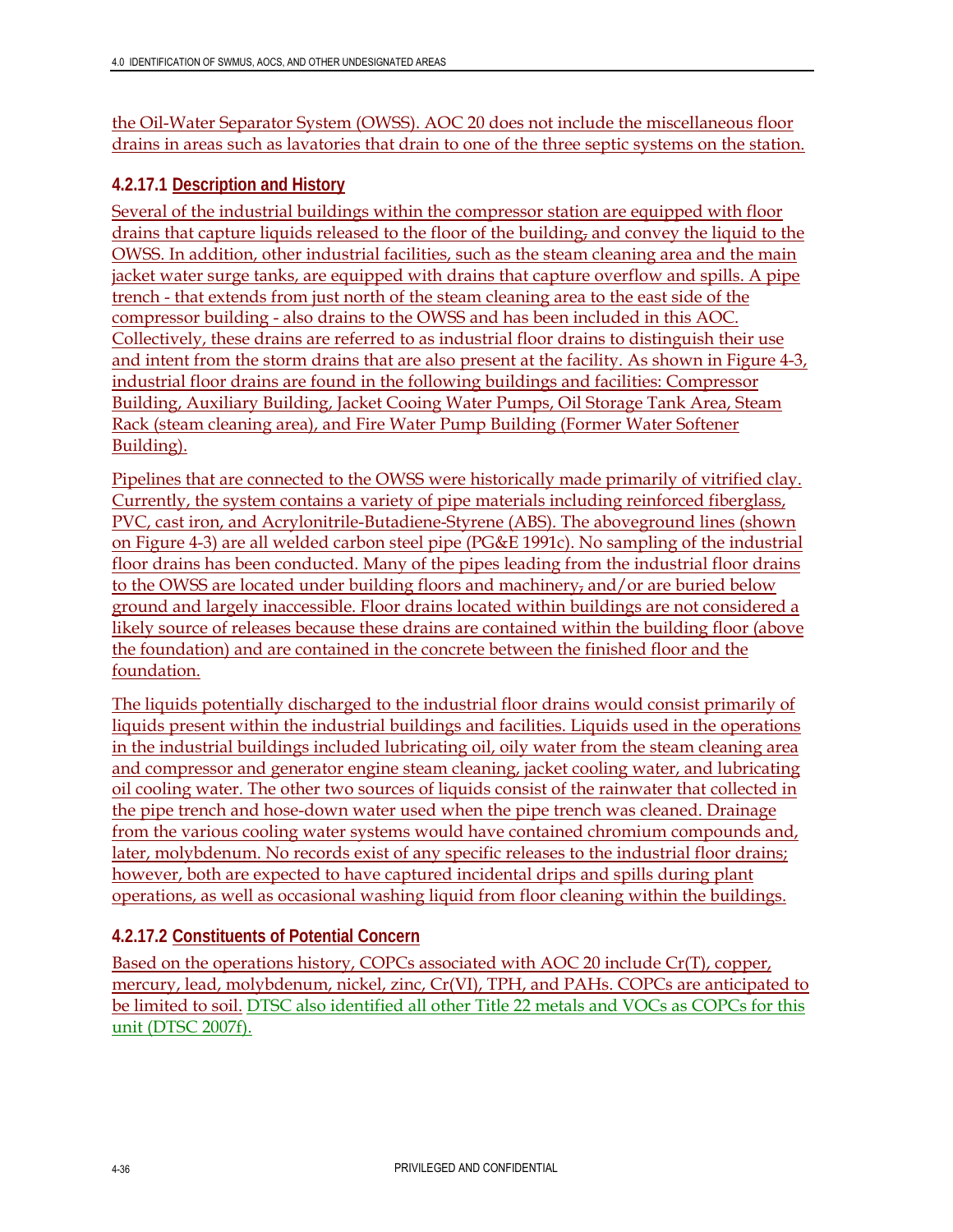the Oil-Water Separator System (OWSS). AOC 20 does not include the miscellaneous floor drains in areas such as lavatories that drain to one of the three septic systems on the station.

### 4.2.17.1 Description and History

Several of the industrial buildings within the compressor station are equipped with floor drains that capture liquids released to the floor of the building and convey the liquid to the OWSS. In addition, other industrial facilities, such as the steam cleaning area and the main jacket water surge tanks, are equipped with drains that capture overflow and spills. A pipe trench - that extends from just north of the steam cleaning area to the east side of the compressor building - also drains to the OWSS and has been included in this AOC. Collectively, these drains are referred to as industrial floor drains to distinguish their use and intent from the storm drains that are also present at the facility. As shown in Figure 4-3, industrial floor drains are found in the following buildings and facilities: Compressor Building, Auxiliary Building, Jacket Cooing Water Pumps, Oil Storage Tank Area, Steam Rack (steam cleaning area), and Fire Water Pump Building (Former Water Softener Building).

Pipelines that are connected to the OWSS were historically made primarily of vitrified clay. Currently, the system contains a variety of pipe materials including reinforced fiberglass, PVC, cast iron, and Acrylonitrile-Butadiene-Styrene (ABS). The aboveground lines (shown on Figure 4-3) are all welded carbon steel pipe (PG&E 1991c). No sampling of the industrial floor drains has been conducted. Many of the pipes leading from the industrial floor drains to the OWSS are located under building floors and machinery and/or are buried below ground and largely inaccessible. Floor drains located within buildings are not considered a likely source of releases because these drains are contained within the building floor (above the foundation) and are contained in the concrete between the finished floor and the foundation.

The liquids potentially discharged to the industrial floor drains would consist primarily of liquids present within the industrial buildings and facilities. Liquids used in the operations in the industrial buildings included lubricating oil, oily water from the steam cleaning area and compressor and generator engine steam cleaning, jacket cooling water, and lubricating oil cooling water. The other two sources of liquids consist of the rainwater that collected in the pipe trench and hose-down water used when the pipe trench was cleaned. Drainage from the various cooling water systems would have contained chromium compounds and, later, molybdenum. No records exist of any specific releases to the industrial floor drains; however, both are expected to have captured incidental drips and spills during plant operations, as well as occasional washing liquid from floor cleaning within the buildings.

### 4.2.17.2 Constituents of Potential Concern

Based on the operations history, COPCs associated with AOC 20 include Cr(T), copper, mercury, lead, molybdenum, nickel, zinc, Cr(VI), TPH, and PAHs. COPCs are anticipated to be limited to soil. DTSC also identified all other Title 22 metals and VOCs as COPCs for this unit (DTSC 2007f).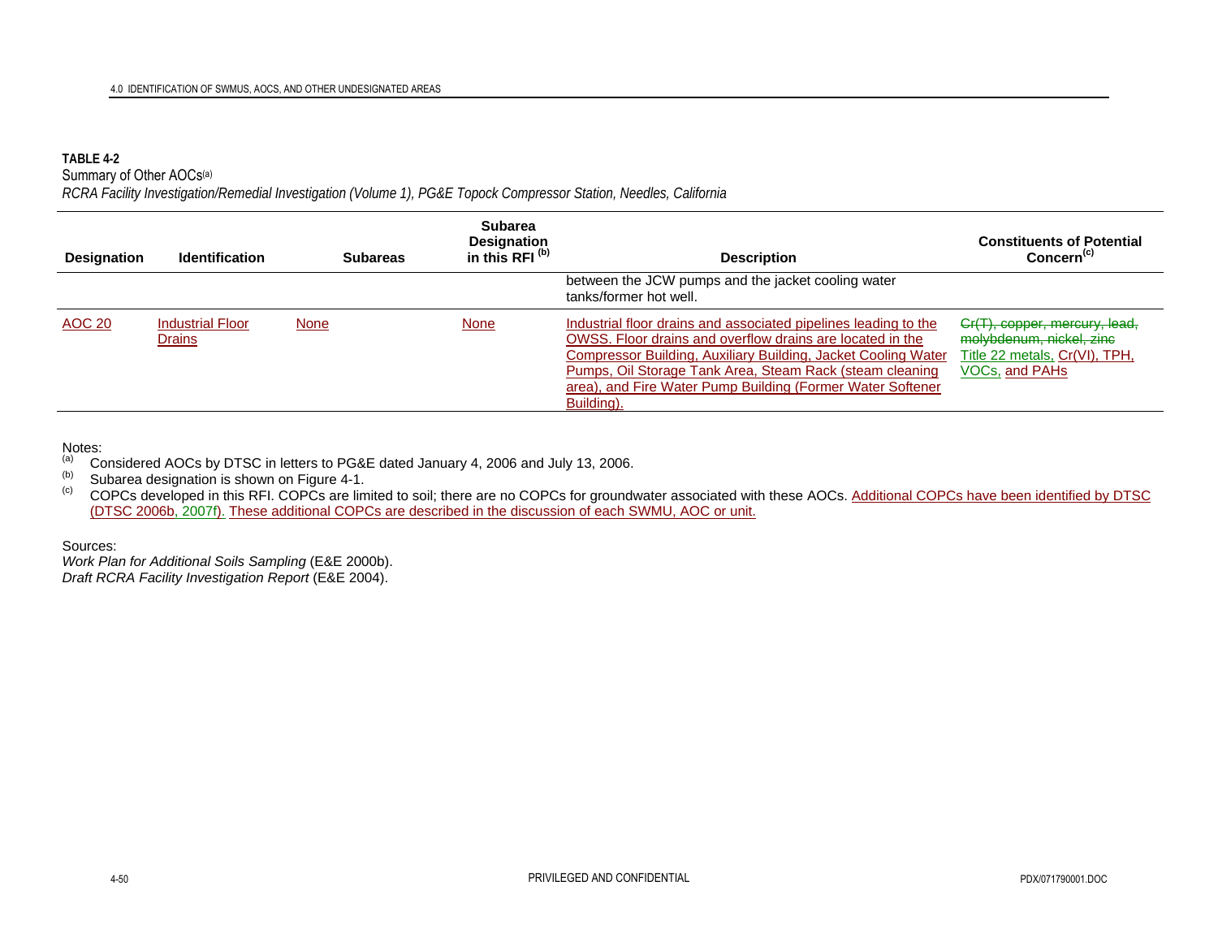**TABLE 4-2**
Summary of Other AOCs[a]
*RCRA Facility Investigation/Remedial Investigation (Volume 1), PG&E Topock Compressor Station, Needles, California*

| Designation | Identification | Subareas | Subarea Designation in this RFI [b] | Description | Constituents of Potential Concern[c] |
|---|---|---|---|---|---|
| | | | | between the JCW pumps and the jacket cooling water tanks/former hot well. | |
| AOC 20 | Industrial Floor Drains | None | None | Industrial floor drains and associated pipelines leading to the OWSS. Floor drains and overflow drains are located in the Compressor Building, Auxiliary Building, Jacket Cooling Water Pumps, Oil Storage Tank Area, Steam Rack (steam cleaning area), and Fire Water Pump Building (Former Water Softener Building). | ~~Cr(T), copper, mercury, lead, molybdenum, nickel, zinc~~ Title 22 metals, Cr(VI), TPH, VOCs, and PAHs |

Notes:
(a) Considered AOCs by DTSC in letters to PG&E dated January 4, 2006 and July 13, 2006.
(b) Subarea designation is shown on Figure 4-1.
(c) COPCs developed in this RFI. COPCs are limited to soil; there are no COPCs for groundwater associated with these AOCs. Additional COPCs have been identified by DTSC (DTSC 2006b, 2007f). These additional COPCs are described in the discussion of each SWMU, AOC or unit.

Sources:
*Work Plan for Additional Soils Sampling* (E&E 2000b).
*Draft RCRA Facility Investigation Report* (E&E 2004).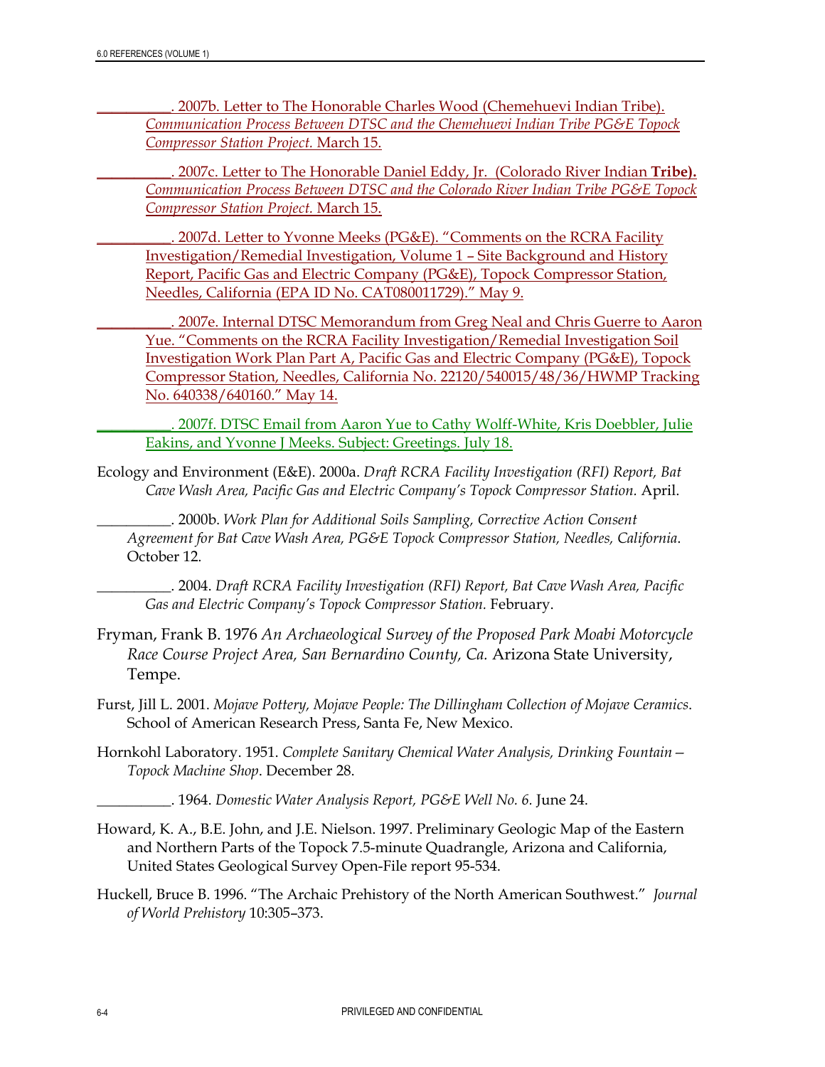__________. 2007b. Letter to The Honorable Charles Wood (Chemehuevi Indian Tribe). *Communication Process Between DTSC and the Chemehuevi Indian Tribe PG&E Topock Compressor Station Project.* March 15.

__________. 2007c. Letter to The Honorable Daniel Eddy, Jr. (Colorado River Indian **Tribe).** *Communication Process Between DTSC and the Colorado River Indian Tribe PG&E Topock Compressor Station Project.* March 15.

__________. 2007d. Letter to Yvonne Meeks (PG&E). "Comments on the RCRA Facility Investigation/Remedial Investigation, Volume 1 – Site Background and History Report, Pacific Gas and Electric Company (PG&E), Topock Compressor Station, Needles, California (EPA ID No. CAT080011729)." May 9.

__________. 2007e. Internal DTSC Memorandum from Greg Neal and Chris Guerre to Aaron Yue. "Comments on the RCRA Facility Investigation/Remedial Investigation Soil Investigation Work Plan Part A, Pacific Gas and Electric Company (PG&E), Topock Compressor Station, Needles, California No. 22120/540015/48/36/HWMP Tracking No. 640338/640160." May 14.

__________. 2007f. DTSC Email from Aaron Yue to Cathy Wolff-White, Kris Doebbler, Julie Eakins, and Yvonne J Meeks. Subject: Greetings. July 18.

Ecology and Environment (E&E). 2000a. *Draft RCRA Facility Investigation (RFI) Report, Bat Cave Wash Area, Pacific Gas and Electric Company's Topock Compressor Station.* April.

__________. 2000b. *Work Plan for Additional Soils Sampling, Corrective Action Consent Agreement for Bat Cave Wash Area, PG&E Topock Compressor Station, Needles, California*. October 12.

__________. 2004. *Draft RCRA Facility Investigation (RFI) Report, Bat Cave Wash Area, Pacific Gas and Electric Company's Topock Compressor Station.* February.

Fryman, Frank B. 1976 *An Archaeological Survey of the Proposed Park Moabi Motorcycle Race Course Project Area, San Bernardino County, Ca.* Arizona State University, Tempe.

Furst, Jill L. 2001. *Mojave Pottery, Mojave People: The Dillingham Collection of Mojave Ceramics*. School of American Research Press, Santa Fe, New Mexico.

Hornkohl Laboratory. 1951. *Complete Sanitary Chemical Water Analysis, Drinking Fountain – Topock Machine Shop*. December 28.

__________. 1964. *Domestic Water Analysis Report, PG&E Well No. 6*. June 24.

Howard, K. A., B.E. John, and J.E. Nielson. 1997. Preliminary Geologic Map of the Eastern and Northern Parts of the Topock 7.5-minute Quadrangle, Arizona and California, United States Geological Survey Open-File report 95-534.

Huckell, Bruce B. 1996. "The Archaic Prehistory of the North American Southwest." *Journal of World Prehistory* 10:305–373.